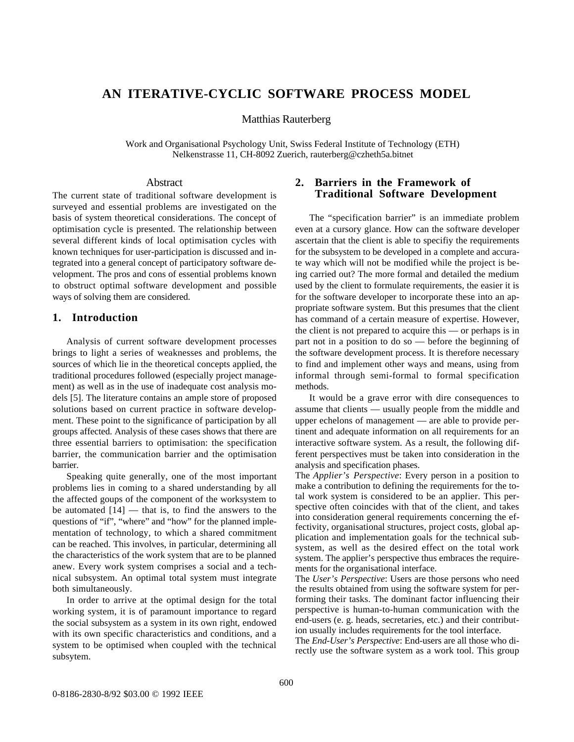# AN ITERATIVE-CYCLIC SOFTWARE PROCESS MODEL

Matthias Rauterberg

Work and Organisational Psychology Unit, Swiss Federal Institute of Technology (ETH)
Nelkenstrasse 11, CH-8092 Zuerich, rauterberg@czheth5a.bitnet

## Abstract

The current state of traditional software development is surveyed and essential problems are investigated on the basis of system theoretical considerations. The concept of optimisation cycle is presented. The relationship between several different kinds of local optimisation cycles with known techniques for user-participation is discussed and integrated into a general concept of participatory software development. The pros and cons of essential problems known to obstruct optimal software development and possible ways of solving them are considered.

## 1. Introduction

Analysis of current software development processes brings to light a series of weaknesses and problems, the sources of which lie in the theoretical concepts applied, the traditional procedures followed (especially project management) as well as in the use of inadequate cost analysis models [5]. The literature contains an ample store of proposed solutions based on current practice in software development. These point to the significance of participation by all groups affected. Analysis of these cases shows that there are three essential barriers to optimisation: the specification barrier, the communication barrier and the optimisation barrier.

Speaking quite generally, one of the most important problems lies in coming to a shared understanding by all the affected goups of the component of the worksystem to be automated [14] — that is, to find the answers to the questions of "if", "where" and "how" for the planned implementation of technology, to which a shared commitment can be reached. This involves, in particular, determining all the characteristics of the work system that are to be planned anew. Every work system comprises a social and a technical subsystem. An optimal total system must integrate both simultaneously.

In order to arrive at the optimal design for the total working system, it is of paramount importance to regard the social subsystem as a system in its own right, endowed with its own specific characteristics and conditions, and a system to be optimised when coupled with the technical subsytem.

## 2. Barriers in the Framework of Traditional Software Development

The "specification barrier" is an immediate problem even at a cursory glance. How can the software developer ascertain that the client is able to specifiy the requirements for the subsystem to be developed in a complete and accurate way which will not be modified while the project is being carried out? The more formal and detailed the medium used by the client to formulate requirements, the easier it is for the software developer to incorporate these into an appropriate software system. But this presumes that the client has command of a certain measure of expertise. However, the client is not prepared to acquire this — or perhaps is in part not in a position to do so — before the beginning of the software development process. It is therefore necessary to find and implement other ways and means, using from informal through semi-formal to formal specification methods.

It would be a grave error with dire consequences to assume that clients — usually people from the middle and upper echelons of management — are able to provide pertinent and adequate information on all requirements for an interactive software system. As a result, the following different perspectives must be taken into consideration in the analysis and specification phases.

The *Applier's Perspective*: Every person in a position to make a contribution to defining the requirements for the total work system is considered to be an applier. This perspective often coincides with that of the client, and takes into consideration general requirements concerning the effectivity, organisational structures, project costs, global application and implementation goals for the technical subsystem, as well as the desired effect on the total work system. The applier's perspective thus embraces the requirements for the organisational interface.

The *User's Perspective*: Users are those persons who need the results obtained from using the software system for performing their tasks. The dominant factor influencing their perspective is human-to-human communication with the end-users (e. g. heads, secretaries, etc.) and their contribution usually includes requirements for the tool interface.

The *End-User's Perspective*: End-users are all those who directly use the software system as a work tool. This group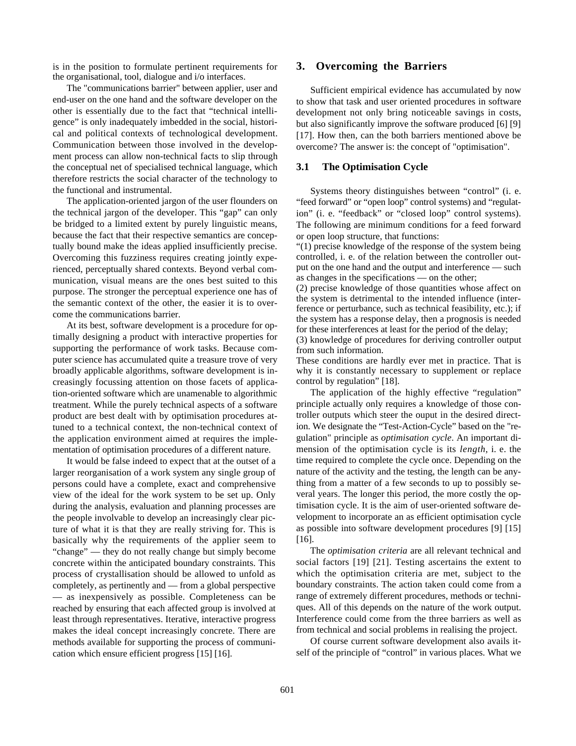is in the position to formulate pertinent requirements for the organisational, tool, dialogue and i/o interfaces.

The "communications barrier" between applier, user and end-user on the one hand and the software developer on the other is essentially due to the fact that "technical intelligence" is only inadequately imbedded in the social, historical and political contexts of technological development. Communication between those involved in the development process can allow non-technical facts to slip through the conceptual net of specialised technical language, which therefore restricts the social character of the technology to the functional and instrumental.

The application-oriented jargon of the user flounders on the technical jargon of the developer. This "gap" can only be bridged to a limited extent by purely linguistic means, because the fact that their respective semantics are conceptually bound make the ideas applied insufficiently precise. Overcoming this fuzziness requires creating jointly experienced, perceptually shared contexts. Beyond verbal communication, visual means are the ones best suited to this purpose. The stronger the perceptual experience one has of the semantic context of the other, the easier it is to overcome the communications barrier.

At its best, software development is a procedure for optimally designing a product with interactive properties for supporting the performance of work tasks. Because computer science has accumulated quite a treasure trove of very broadly applicable algorithms, software development is increasingly focussing attention on those facets of application-oriented software which are unamenable to algorithmic treatment. While the purely technical aspects of a software product are best dealt with by optimisation procedures attuned to a technical context, the non-technical context of the application environment aimed at requires the implementation of optimisation procedures of a different nature.

It would be false indeed to expect that at the outset of a larger reorganisation of a work system any single group of persons could have a complete, exact and comprehensive view of the ideal for the work system to be set up. Only during the analysis, evaluation and planning processes are the people involvable to develop an increasingly clear picture of what it is that they are really striving for. This is basically why the requirements of the applier seem to "change" — they do not really change but simply become concrete within the anticipated boundary constraints. This process of crystallisation should be allowed to unfold as completely, as pertinently and — from a global perspective — as inexpensively as possible. Completeness can be reached by ensuring that each affected group is involved at least through representatives. Iterative, interactive progress makes the ideal concept increasingly concrete. There are methods available for supporting the process of communication which ensure efficient progress [15] [16].

## 3. Overcoming the Barriers

Sufficient empirical evidence has accumulated by now to show that task and user oriented procedures in software development not only bring noticeable savings in costs, but also significantly improve the software produced [6] [9] [17]. How then, can the both barriers mentioned above be overcome? The answer is: the concept of "optimisation".

### 3.1 The Optimisation Cycle

Systems theory distinguishes between "control" (i. e. "feed forward" or "open loop" control systems) and "regulation" (i. e. "feedback" or "closed loop" control systems). The following are minimum conditions for a feed forward or open loop structure, that functions:
"(1) precise knowledge of the response of the system being controlled, i. e. of the relation between the controller output on the one hand and the output and interference — such as changes in the specifications — on the other;
(2) precise knowledge of those quantities whose affect on the system is detrimental to the intended influence (interference or perturbance, such as technical feasibility, etc.); if the system has a response delay, then a prognosis is needed for these interferences at least for the period of the delay;
(3) knowledge of procedures for deriving controller output from such information.
These conditions are hardly ever met in practice. That is why it is constantly necessary to supplement or replace control by regulation" [18].

The application of the highly effective "regulation" principle actually only requires a knowledge of those controller outputs which steer the ouput in the desired direction. We designate the "Test-Action-Cycle" based on the "regulation" principle as *optimisation cycle*. An important dimension of the optimisation cycle is its *length*, i. e. the time required to complete the cycle once. Depending on the nature of the activity and the testing, the length can be anything from a matter of a few seconds to up to possibly several years. The longer this period, the more costly the optimisation cycle. It is the aim of user-oriented software development to incorporate an as efficient optimisation cycle as possible into software development procedures [9] [15] [16].

The *optimisation criteria* are all relevant technical and social factors [19] [21]. Testing ascertains the extent to which the optimisation criteria are met, subject to the boundary constraints. The action taken could come from a range of extremely different procedures, methods or techniques. All of this depends on the nature of the work output. Interference could come from the three barriers as well as from technical and social problems in realising the project.

Of course current software development also avails itself of the principle of "control" in various places. What we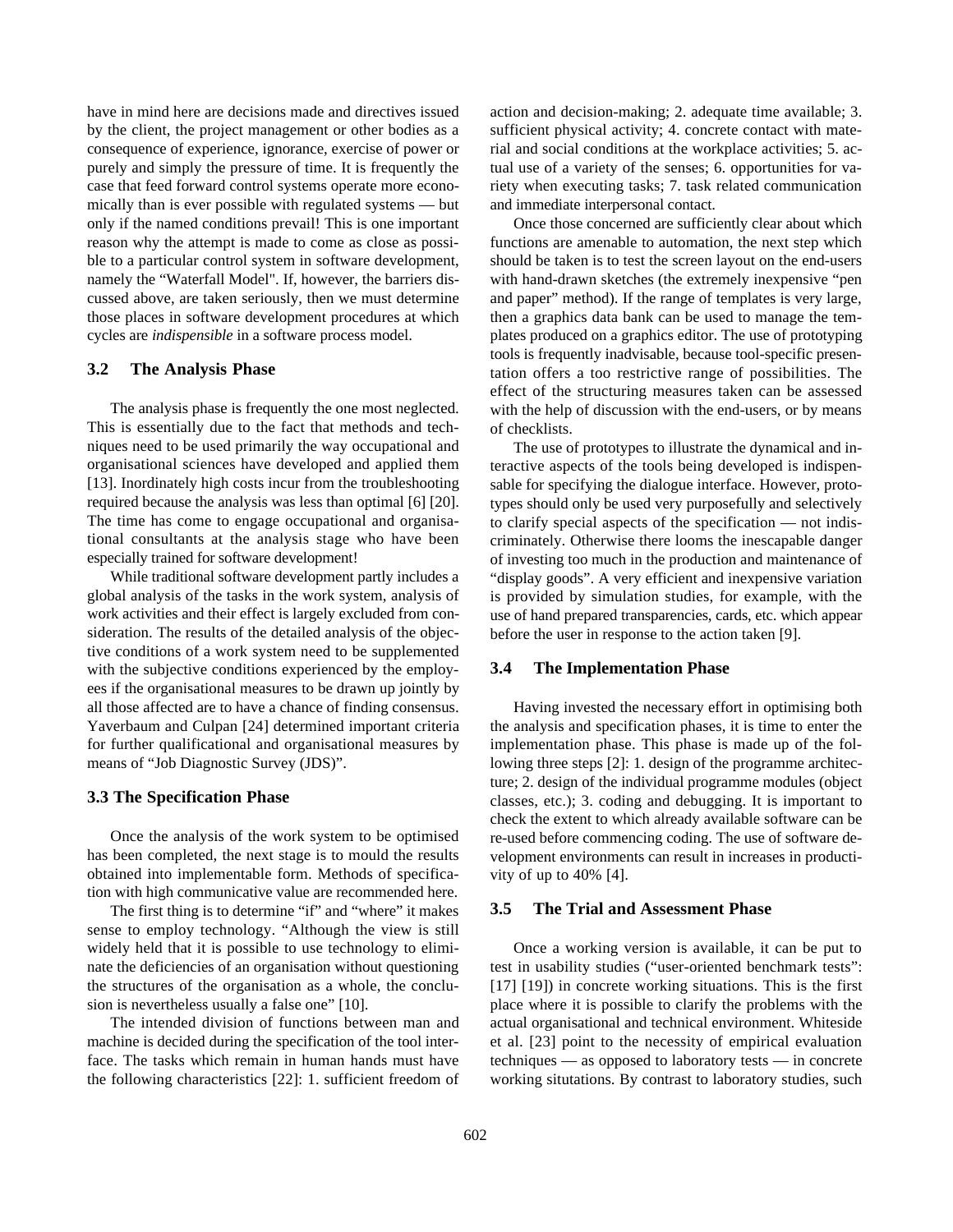have in mind here are decisions made and directives issued by the client, the project management or other bodies as a consequence of experience, ignorance, exercise of power or purely and simply the pressure of time. It is frequently the case that feed forward control systems operate more economically than is ever possible with regulated systems — but only if the named conditions prevail! This is one important reason why the attempt is made to come as close as possible to a particular control system in software development, namely the "Waterfall Model". If, however, the barriers discussed above, are taken seriously, then we must determine those places in software development procedures at which cycles are *indispensible* in a software process model.

### 3.2 The Analysis Phase

The analysis phase is frequently the one most neglected. This is essentially due to the fact that methods and techniques need to be used primarily the way occupational and organisational sciences have developed and applied them [13]. Inordinately high costs incur from the troubleshooting required because the analysis was less than optimal [6] [20]. The time has come to engage occupational and organisational consultants at the analysis stage who have been especially trained for software development!

While traditional software development partly includes a global analysis of the tasks in the work system, analysis of work activities and their effect is largely excluded from consideration. The results of the detailed analysis of the objective conditions of a work system need to be supplemented with the subjective conditions experienced by the employees if the organisational measures to be drawn up jointly by all those affected are to have a chance of finding consensus. Yaverbaum and Culpan [24] determined important criteria for further qualificational and organisational measures by means of "Job Diagnostic Survey (JDS)".

### 3.3 The Specification Phase

Once the analysis of the work system to be optimised has been completed, the next stage is to mould the results obtained into implementable form. Methods of specification with high communicative value are recommended here.

The first thing is to determine "if" and "where" it makes sense to employ technology. "Although the view is still widely held that it is possible to use technology to eliminate the deficiencies of an organisation without questioning the structures of the organisation as a whole, the conclusion is nevertheless usually a false one" [10].

The intended division of functions between man and machine is decided during the specification of the tool interface. The tasks which remain in human hands must have the following characteristics [22]: 1. sufficient freedom of action and decision-making; 2. adequate time available; 3. sufficient physical activity; 4. concrete contact with material and social conditions at the workplace activities; 5. actual use of a variety of the senses; 6. opportunities for variety when executing tasks; 7. task related communication and immediate interpersonal contact.

Once those concerned are sufficiently clear about which functions are amenable to automation, the next step which should be taken is to test the screen layout on the end-users with hand-drawn sketches (the extremely inexpensive "pen and paper" method). If the range of templates is very large, then a graphics data bank can be used to manage the templates produced on a graphics editor. The use of prototyping tools is frequently inadvisable, because tool-specific presentation offers a too restrictive range of possibilities. The effect of the structuring measures taken can be assessed with the help of discussion with the end-users, or by means of checklists.

The use of prototypes to illustrate the dynamical and interactive aspects of the tools being developed is indispensable for specifying the dialogue interface. However, prototypes should only be used very purposefully and selectively to clarify special aspects of the specification — not indiscriminately. Otherwise there looms the inescapable danger of investing too much in the production and maintenance of "display goods". A very efficient and inexpensive variation is provided by simulation studies, for example, with the use of hand prepared transparencies, cards, etc. which appear before the user in response to the action taken [9].

### 3.4 The Implementation Phase

Having invested the necessary effort in optimising both the analysis and specification phases, it is time to enter the implementation phase. This phase is made up of the following three steps [2]: 1. design of the programme architecture; 2. design of the individual programme modules (object classes, etc.); 3. coding and debugging. It is important to check the extent to which already available software can be re-used before commencing coding. The use of software development environments can result in increases in productivity of up to 40% [4].

### 3.5 The Trial and Assessment Phase

Once a working version is available, it can be put to test in usability studies ("user-oriented benchmark tests": [17] [19]) in concrete working situations. This is the first place where it is possible to clarify the problems with the actual organisational and technical environment. Whiteside et al. [23] point to the necessity of empirical evaluation techniques — as opposed to laboratory tests — in concrete working situtations. By contrast to laboratory studies, such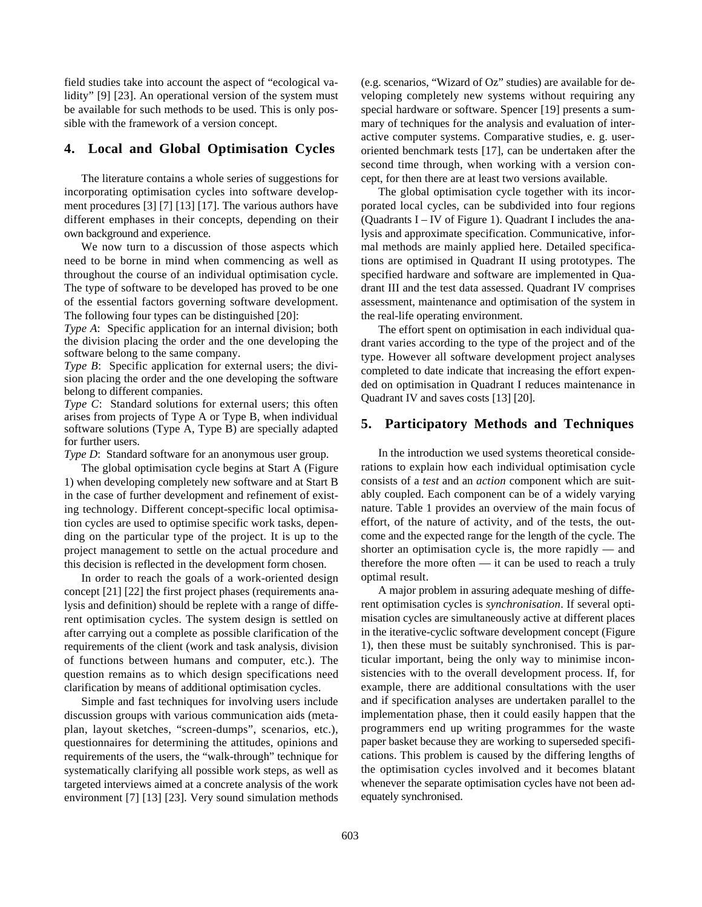field studies take into account the aspect of "ecological validity" [9] [23]. An operational version of the system must be available for such methods to be used. This is only possible with the framework of a version concept.

## 4. Local and Global Optimisation Cycles

The literature contains a whole series of suggestions for incorporating optimisation cycles into software development procedures [3] [7] [13] [17]. The various authors have different emphases in their concepts, depending on their own background and experience.

We now turn to a discussion of those aspects which need to be borne in mind when commencing as well as throughout the course of an individual optimisation cycle. The type of software to be developed has proved to be one of the essential factors governing software development. The following four types can be distinguished [20]:

*Type A*: Specific application for an internal division; both the division placing the order and the one developing the software belong to the same company.

*Type B*: Specific application for external users; the division placing the order and the one developing the software belong to different companies.

*Type C*: Standard solutions for external users; this often arises from projects of Type A or Type B, when individual software solutions (Type A, Type B) are specially adapted for further users.

*Type D*: Standard software for an anonymous user group.

The global optimisation cycle begins at Start A (Figure 1) when developing completely new software and at Start B in the case of further development and refinement of existing technology. Different concept-specific local optimisation cycles are used to optimise specific work tasks, depending on the particular type of the project. It is up to the project management to settle on the actual procedure and this decision is reflected in the development form chosen.

In order to reach the goals of a work-oriented design concept [21] [22] the first project phases (requirements analysis and definition) should be replete with a range of different optimisation cycles. The system design is settled on after carrying out a complete as possible clarification of the requirements of the client (work and task analysis, division of functions between humans and computer, etc.). The question remains as to which design specifications need clarification by means of additional optimisation cycles.

Simple and fast techniques for involving users include discussion groups with various communication aids (metaplan, layout sketches, "screen-dumps", scenarios, etc.), questionnaires for determining the attitudes, opinions and requirements of the users, the "walk-through" technique for systematically clarifying all possible work steps, as well as targeted interviews aimed at a concrete analysis of the work environment [7] [13] [23]. Very sound simulation methods (e.g. scenarios, "Wizard of Oz" studies) are available for developing completely new systems without requiring any special hardware or software. Spencer [19] presents a summary of techniques for the analysis and evaluation of interactive computer systems. Comparative studies, e. g. user-oriented benchmark tests [17], can be undertaken after the second time through, when working with a version concept, for then there are at least two versions available.

The global optimisation cycle together with its incorporated local cycles, can be subdivided into four regions (Quadrants I – IV of Figure 1). Quadrant I includes the analysis and approximate specification. Communicative, informal methods are mainly applied here. Detailed specifications are optimised in Quadrant II using prototypes. The specified hardware and software are implemented in Quadrant III and the test data assessed. Quadrant IV comprises assessment, maintenance and optimisation of the system in the real-life operating environment.

The effort spent on optimisation in each individual quadrant varies according to the type of the project and of the type. However all software development project analyses completed to date indicate that increasing the effort expended on optimisation in Quadrant I reduces maintenance in Quadrant IV and saves costs [13] [20].

## 5. Participatory Methods and Techniques

In the introduction we used systems theoretical considerations to explain how each individual optimisation cycle consists of a *test* and an *action* component which are suitably coupled. Each component can be of a widely varying nature. Table 1 provides an overview of the main focus of effort, of the nature of activity, and of the tests, the outcome and the expected range for the length of the cycle. The shorter an optimisation cycle is, the more rapidly — and therefore the more often — it can be used to reach a truly optimal result.

A major problem in assuring adequate meshing of different optimisation cycles is *synchronisation*. If several optimisation cycles are simultaneously active at different places in the iterative-cyclic software development concept (Figure 1), then these must be suitably synchronised. This is particular important, being the only way to minimise inconsistencies with to the overall development process. If, for example, there are additional consultations with the user and if specification analyses are undertaken parallel to the implementation phase, then it could easily happen that the programmers end up writing programmes for the waste paper basket because they are working to superseded specifications. This problem is caused by the differing lengths of the optimisation cycles involved and it becomes blatant whenever the separate optimisation cycles have not been adequately synchronised.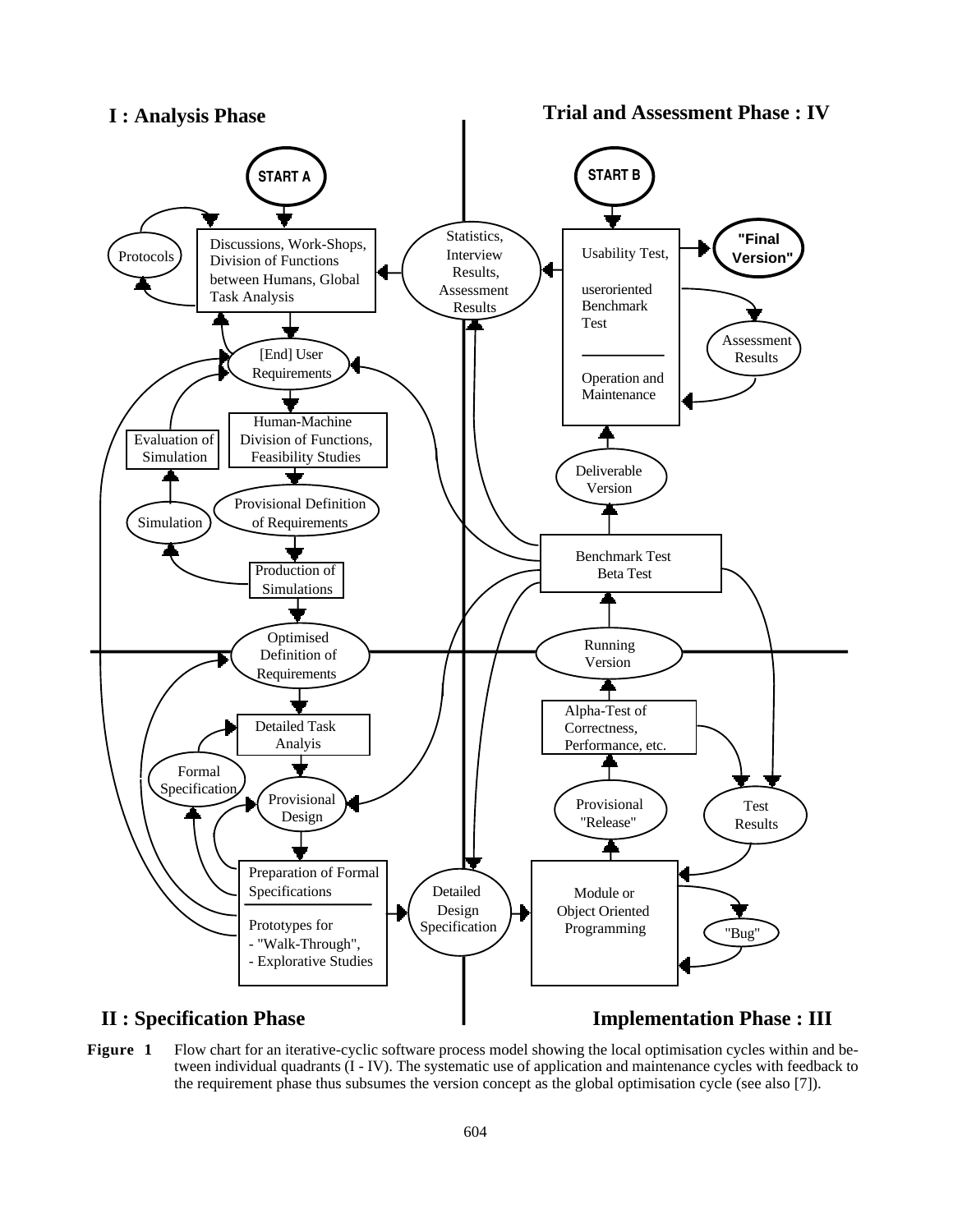**Figure 1** Flow chart for an iterative-cyclic software process model showing the local optimisation cycles within and between individual quadrants (I - IV). The systematic use of application and maintenance cycles with feedback to the requirement phase thus subsumes the version concept as the global optimisation cycle (see also [7]).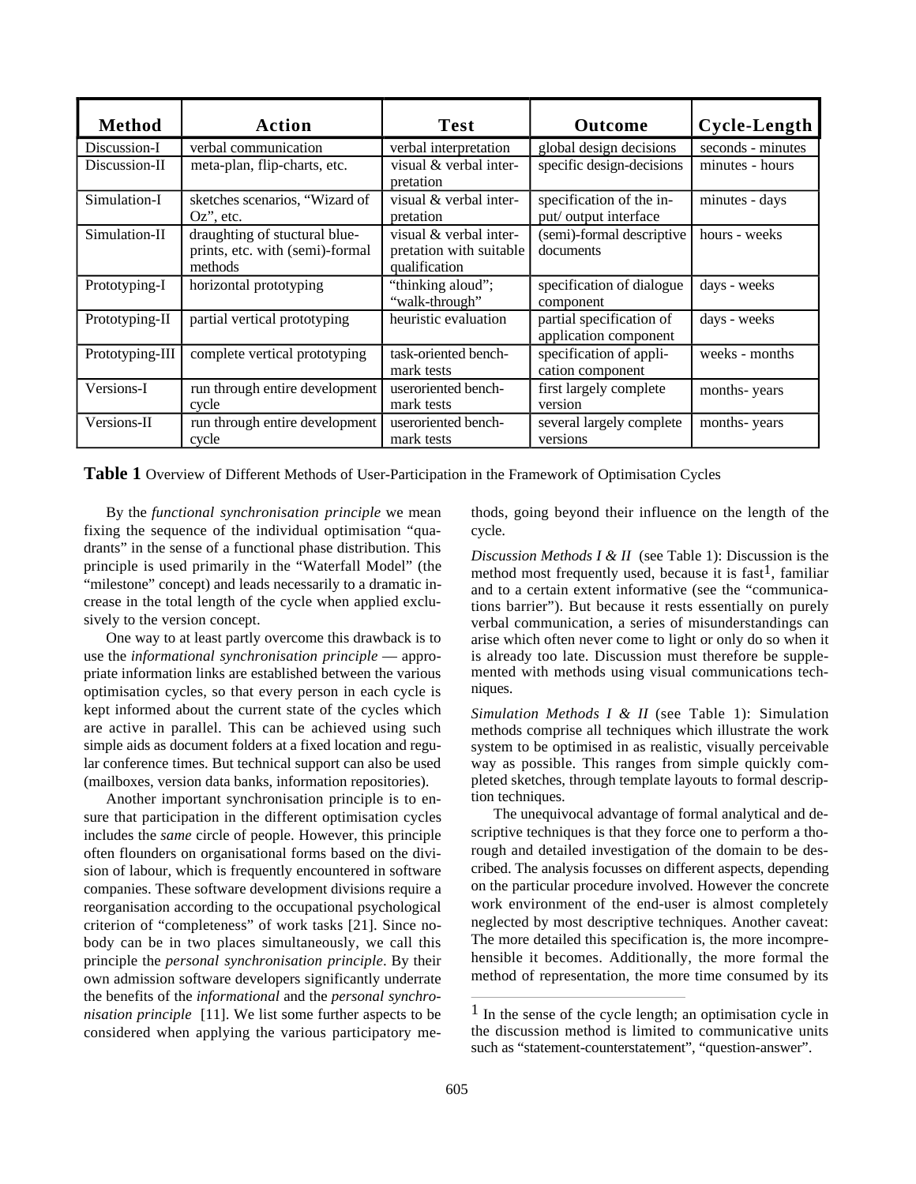| Method | Action | Test | Outcome | Cycle-Length |
|---|---|---|---|---|
| Discussion-I | verbal communication | verbal interpretation | global design decisions | seconds - minutes |
| Discussion-II | meta-plan, flip-charts, etc. | visual & verbal interpretation | specific design-decisions | minutes - hours |
| Simulation-I | sketches scenarios, "Wizard of Oz", etc. | visual & verbal interpretation | specification of the input/ output interface | minutes - days |
| Simulation-II | draughting of stuctural blueprints, etc. with (semi)-formal methods | visual & verbal interpretation with suitable qualification | (semi)-formal descriptive documents | hours - weeks |
| Prototyping-I | horizontal prototyping | "thinking aloud"; "walk-through" | specification of dialogue component | days - weeks |
| Prototyping-II | partial vertical prototyping | heuristic evaluation | partial specification of application component | days - weeks |
| Prototyping-III | complete vertical prototyping | task-oriented benchmark tests | specification of application component | weeks - months |
| Versions-I | run through entire development cycle | useroriented benchmark tests | first largely complete version | months- years |
| Versions-II | run through entire development cycle | useroriented benchmark tests | several largely complete versions | months- years |

**Table 1** Overview of Different Methods of User-Participation in the Framework of Optimisation Cycles

By the *functional synchronisation principle* we mean fixing the sequence of the individual optimisation "quadrants" in the sense of a functional phase distribution. This principle is used primarily in the "Waterfall Model" (the "milestone" concept) and leads necessarily to a dramatic increase in the total length of the cycle when applied exclusively to the version concept.

One way to at least partly overcome this drawback is to use the *informational synchronisation principle* — appropriate information links are established between the various optimisation cycles, so that every person in each cycle is kept informed about the current state of the cycles which are active in parallel. This can be achieved using such simple aids as document folders at a fixed location and regular conference times. But technical support can also be used (mailboxes, version data banks, information repositories).

Another important synchronisation principle is to ensure that participation in the different optimisation cycles includes the *same* circle of people. However, this principle often flounders on organisational forms based on the division of labour, which is frequently encountered in software companies. These software development divisions require a reorganisation according to the occupational psychological criterion of "completeness" of work tasks [21]. Since nobody can be in two places simultaneously, we call this principle the *personal synchronisation principle*. By their own admission software developers significantly underrate the benefits of the *informational* and the *personal synchronisation principle* [11]. We list some further aspects to be considered when applying the various participatory methods, going beyond their influence on the length of the cycle.

*Discussion Methods I & II* (see Table 1): Discussion is the method most frequently used, because it is fast[1], familiar and to a certain extent informative (see the "communications barrier"). But because it rests essentially on purely verbal communication, a series of misunderstandings can arise which often never come to light or only do so when it is already too late. Discussion must therefore be supplemented with methods using visual communications techniques.

*Simulation Methods I & II* (see Table 1): Simulation methods comprise all techniques which illustrate the work system to be optimised in as realistic, visually perceivable way as possible. This ranges from simple quickly completed sketches, through template layouts to formal description techniques.

The unequivocal advantage of formal analytical and descriptive techniques is that they force one to perform a thorough and detailed investigation of the domain to be described. The analysis focusses on different aspects, depending on the particular procedure involved. However the concrete work environment of the end-user is almost completely neglected by most descriptive techniques. Another caveat: The more detailed this specification is, the more incomprehensible it becomes. Additionally, the more formal the method of representation, the more time consumed by its

[1] In the sense of the cycle length; an optimisation cycle in the discussion method is limited to communicative units such as "statement-counterstatement", "question-answer".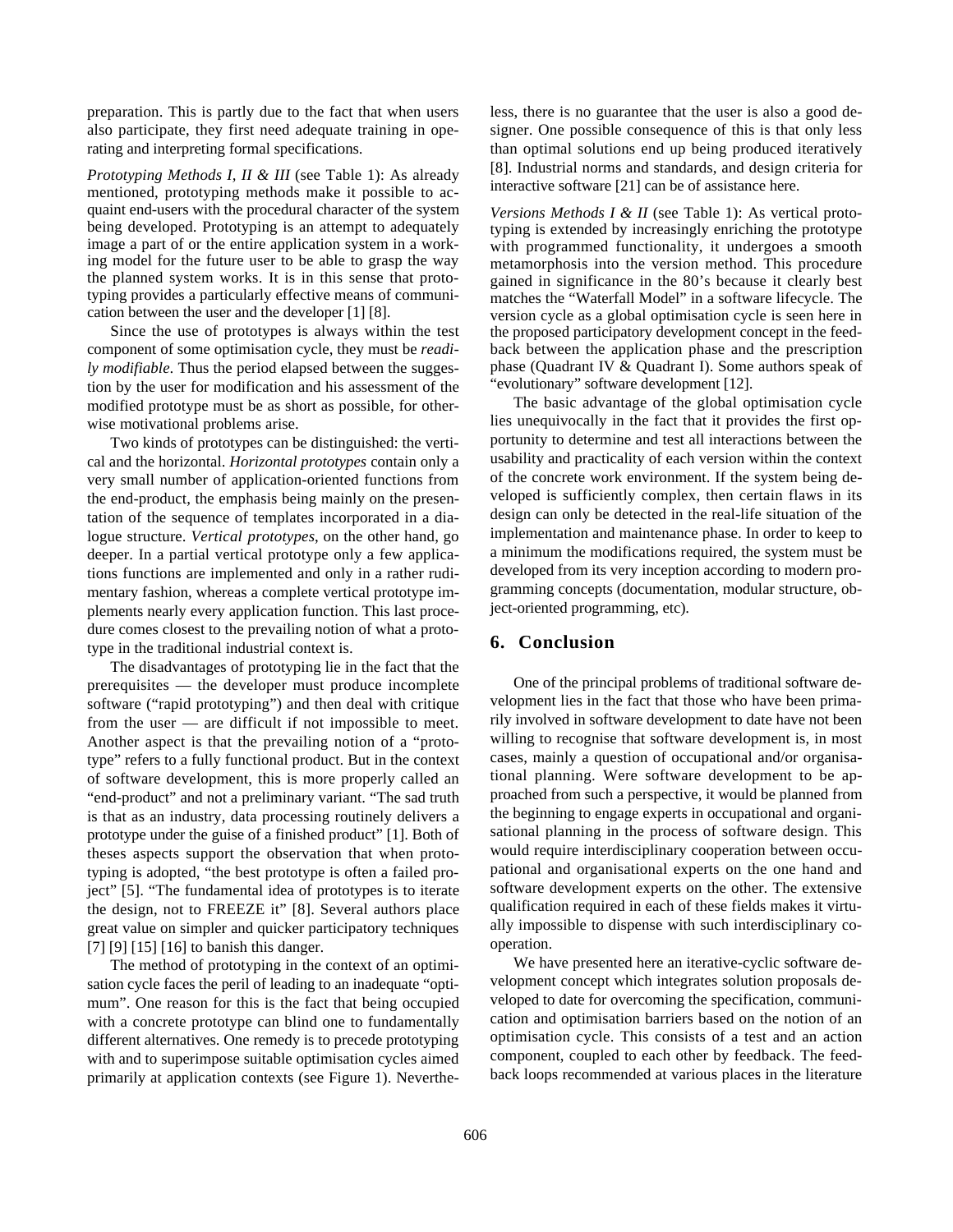preparation. This is partly due to the fact that when users also participate, they first need adequate training in operating and interpreting formal specifications.

*Prototyping Methods I, II & III* (see Table 1): As already mentioned, prototyping methods make it possible to acquaint end-users with the procedural character of the system being developed. Prototyping is an attempt to adequately image a part of or the entire application system in a working model for the future user to be able to grasp the way the planned system works. It is in this sense that prototyping provides a particularly effective means of communication between the user and the developer [1] [8].

Since the use of prototypes is always within the test component of some optimisation cycle, they must be *readily modifiable*. Thus the period elapsed between the suggestion by the user for modification and his assessment of the modified prototype must be as short as possible, for otherwise motivational problems arise.

Two kinds of prototypes can be distinguished: the vertical and the horizontal. *Horizontal prototypes* contain only a very small number of application-oriented functions from the end-product, the emphasis being mainly on the presentation of the sequence of templates incorporated in a dialogue structure. *Vertical prototypes*, on the other hand, go deeper. In a partial vertical prototype only a few applications functions are implemented and only in a rather rudimentary fashion, whereas a complete vertical prototype implements nearly every application function. This last procedure comes closest to the prevailing notion of what a prototype in the traditional industrial context is.

The disadvantages of prototyping lie in the fact that the prerequisites — the developer must produce incomplete software ("rapid prototyping") and then deal with critique from the user — are difficult if not impossible to meet. Another aspect is that the prevailing notion of a "prototype" refers to a fully functional product. But in the context of software development, this is more properly called an "end-product" and not a preliminary variant. "The sad truth is that as an industry, data processing routinely delivers a prototype under the guise of a finished product" [1]. Both of theses aspects support the observation that when prototyping is adopted, "the best prototype is often a failed project" [5]. "The fundamental idea of prototypes is to iterate the design, not to FREEZE it" [8]. Several authors place great value on simpler and quicker participatory techniques [7] [9] [15] [16] to banish this danger.

The method of prototyping in the context of an optimisation cycle faces the peril of leading to an inadequate "optimum". One reason for this is the fact that being occupied with a concrete prototype can blind one to fundamentally different alternatives. One remedy is to precede prototyping with and to superimpose suitable optimisation cycles aimed primarily at application contexts (see Figure 1). Nevertheless, there is no guarantee that the user is also a good designer. One possible consequence of this is that only less than optimal solutions end up being produced iteratively [8]. Industrial norms and standards, and design criteria for interactive software [21] can be of assistance here.

*Versions Methods I & II* (see Table 1): As vertical prototyping is extended by increasingly enriching the prototype with programmed functionality, it undergoes a smooth metamorphosis into the version method. This procedure gained in significance in the 80's because it clearly best matches the "Waterfall Model" in a software lifecycle. The version cycle as a global optimisation cycle is seen here in the proposed participatory development concept in the feedback between the application phase and the prescription phase (Quadrant IV & Quadrant I). Some authors speak of "evolutionary" software development [12].

The basic advantage of the global optimisation cycle lies unequivocally in the fact that it provides the first opportunity to determine and test all interactions between the usability and practicality of each version within the context of the concrete work environment. If the system being developed is sufficiently complex, then certain flaws in its design can only be detected in the real-life situation of the implementation and maintenance phase. In order to keep to a minimum the modifications required, the system must be developed from its very inception according to modern programming concepts (documentation, modular structure, object-oriented programming, etc).

## 6. Conclusion

One of the principal problems of traditional software development lies in the fact that those who have been primarily involved in software development to date have not been willing to recognise that software development is, in most cases, mainly a question of occupational and/or organisational planning. Were software development to be approached from such a perspective, it would be planned from the beginning to engage experts in occupational and organisational planning in the process of software design. This would require interdisciplinary cooperation between occupational and organisational experts on the one hand and software development experts on the other. The extensive qualification required in each of these fields makes it virtually impossible to dispense with such interdisciplinary cooperation.

We have presented here an iterative-cyclic software development concept which integrates solution proposals developed to date for overcoming the specification, communication and optimisation barriers based on the notion of an optimisation cycle. This consists of a test and an action component, coupled to each other by feedback. The feedback loops recommended at various places in the literature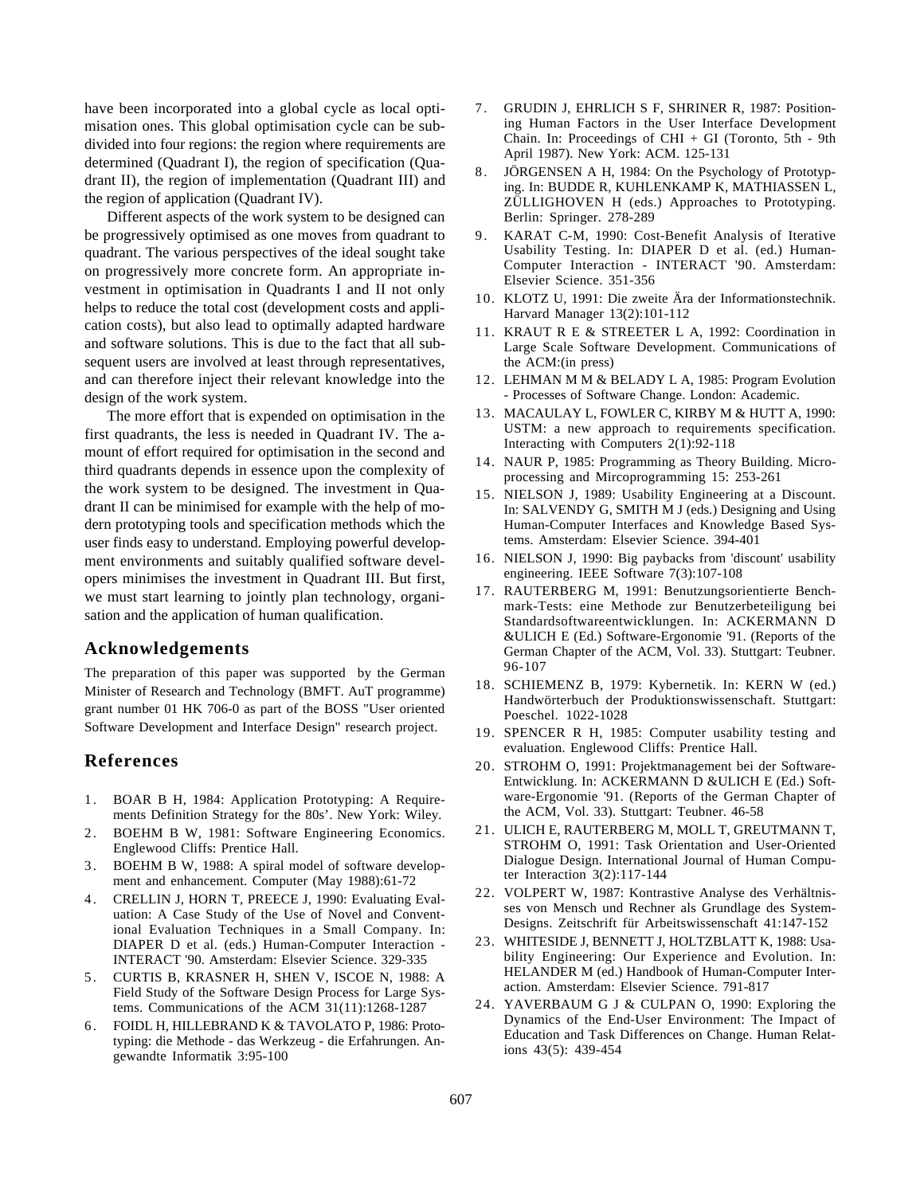have been incorporated into a global cycle as local optimisation ones. This global optimisation cycle can be subdivided into four regions: the region where requirements are determined (Quadrant I), the region of specification (Quadrant II), the region of implementation (Quadrant III) and the region of application (Quadrant IV).

Different aspects of the work system to be designed can be progressively optimised as one moves from quadrant to quadrant. The various perspectives of the ideal sought take on progressively more concrete form. An appropriate investment in optimisation in Quadrants I and II not only helps to reduce the total cost (development costs and application costs), but also lead to optimally adapted hardware and software solutions. This is due to the fact that all subsequent users are involved at least through representatives, and can therefore inject their relevant knowledge into the design of the work system.

The more effort that is expended on optimisation in the first quadrants, the less is needed in Quadrant IV. The amount of effort required for optimisation in the second and third quadrants depends in essence upon the complexity of the work system to be designed. The investment in Quadrant II can be minimised for example with the help of modern prototyping tools and specification methods which the user finds easy to understand. Employing powerful development environments and suitably qualified software developers minimises the investment in Quadrant III. But first, we must start learning to jointly plan technology, organisation and the application of human qualification.

## Acknowledgements

The preparation of this paper was supported by the German Minister of Research and Technology (BMFT. AuT programme) grant number 01 HK 706-0 as part of the BOSS "User oriented Software Development and Interface Design" research project.

## References

1. BOAR B H, 1984: Application Prototyping: A Requirements Definition Strategy for the 80s'. New York: Wiley.
2. BOEHM B W, 1981: Software Engineering Economics. Englewood Cliffs: Prentice Hall.
3. BOEHM B W, 1988: A spiral model of software development and enhancement. Computer (May 1988):61-72
4. CRELLIN J, HORN T, PREECE J, 1990: Evaluating Evaluation: A Case Study of the Use of Novel and Conventional Evaluation Techniques in a Small Company. In: DIAPER D et al. (eds.) Human-Computer Interaction - INTERACT '90. Amsterdam: Elsevier Science. 329-335
5. CURTIS B, KRASNER H, SHEN V, ISCOE N, 1988: A Field Study of the Software Design Process for Large Systems. Communications of the ACM 31(11):1268-1287
6. FOIDL H, HILLEBRAND K & TAVOLATO P, 1986: Prototyping: die Methode - das Werkzeug - die Erfahrungen. Angewandte Informatik 3:95-100
7. GRUDIN J, EHRLICH S F, SHRINER R, 1987: Positioning Human Factors in the User Interface Development Chain. In: Proceedings of CHI + GI (Toronto, 5th - 9th April 1987). New York: ACM. 125-131
8. JÖRGENSEN A H, 1984: On the Psychology of Prototyping. In: BUDDE R, KUHLENKAMP K, MATHIASSEN L, ZÜLLIGHOVEN H (eds.) Approaches to Prototyping. Berlin: Springer. 278-289
9. KARAT C-M, 1990: Cost-Benefit Analysis of Iterative Usability Testing. In: DIAPER D et al. (ed.) Human-Computer Interaction - INTERACT '90. Amsterdam: Elsevier Science. 351-356
10. KLOTZ U, 1991: Die zweite Ära der Informationstechnik. Harvard Manager 13(2):101-112
11. KRAUT R E & STREETER L A, 1992: Coordination in Large Scale Software Development. Communications of the ACM:(in press)
12. LEHMAN M M & BELADY L A, 1985: Program Evolution - Processes of Software Change. London: Academic.
13. MACAULAY L, FOWLER C, KIRBY M & HUTT A, 1990: USTM: a new approach to requirements specification. Interacting with Computers 2(1):92-118
14. NAUR P, 1985: Programming as Theory Building. Microprocessing and Mircoprogramming 15: 253-261
15. NIELSON J, 1989: Usability Engineering at a Discount. In: SALVENDY G, SMITH M J (eds.) Designing and Using Human-Computer Interfaces and Knowledge Based Systems. Amsterdam: Elsevier Science. 394-401
16. NIELSON J, 1990: Big paybacks from 'discount' usability engineering. IEEE Software 7(3):107-108
17. RAUTERBERG M, 1991: Benutzungsorientierte Benchmark-Tests: eine Methode zur Benutzerbeteiligung bei Standardsoftwareentwicklungen. In: ACKERMANN D &ULICH E (Ed.) Software-Ergonomie '91. (Reports of the German Chapter of the ACM, Vol. 33). Stuttgart: Teubner. 96-107
18. SCHIEMENZ B, 1979: Kybernetik. In: KERN W (ed.) Handwörterbuch der Produktionswissenschaft. Stuttgart: Poeschel. 1022-1028
19. SPENCER R H, 1985: Computer usability testing and evaluation. Englewood Cliffs: Prentice Hall.
20. STROHM O, 1991: Projektmanagement bei der Software-Entwicklung. In: ACKERMANN D &ULICH E (Ed.) Software-Ergonomie '91. (Reports of the German Chapter of the ACM, Vol. 33). Stuttgart: Teubner. 46-58
21. ULICH E, RAUTERBERG M, MOLL T, GREUTMANN T, STROHM O, 1991: Task Orientation and User-Oriented Dialogue Design. International Journal of Human Computer Interaction 3(2):117-144
22. VOLPERT W, 1987: Kontrastive Analyse des Verhältnisses von Mensch und Rechner als Grundlage des System-Designs. Zeitschrift für Arbeitswissenschaft 41:147-152
23. WHITESIDE J, BENNETT J, HOLTZBLATT K, 1988: Usability Engineering: Our Experience and Evolution. In: HELANDER M (ed.) Handbook of Human-Computer Interaction. Amsterdam: Elsevier Science. 791-817
24. YAVERBAUM G J & CULPAN O, 1990: Exploring the Dynamics of the End-User Environment: The Impact of Education and Task Differences on Change. Human Relations 43(5): 439-454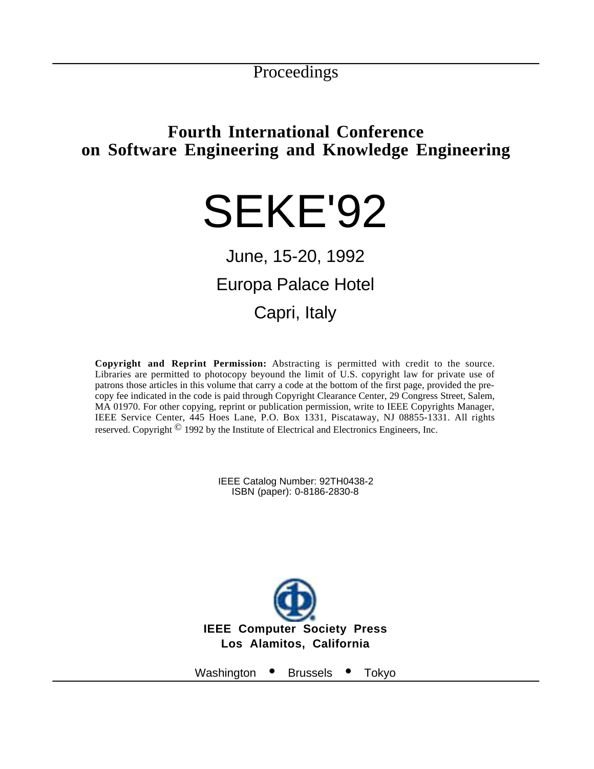Proceedings

# Fourth International Conference on Software Engineering and Knowledge Engineering

# SEKE'92

June, 15-20, 1992

Europa Palace Hotel

Capri, Italy

**Copyright and Reprint Permission:** Abstracting is permitted with credit to the source. Libraries are permitted to photocopy beyound the limit of U.S. copyright law for private use of patrons those articles in this volume that carry a code at the bottom of the first page, provided the pre-copy fee indicated in the code is paid through Copyright Clearance Center, 29 Congress Street, Salem, MA 01970. For other copying, reprint or publication permission, write to IEEE Copyrights Manager, IEEE Service Center, 445 Hoes Lane, P.O. Box 1331, Piscataway, NJ 08855-1331. All rights reserved. Copyright © 1992 by the Institute of Electrical and Electronics Engineers, Inc.

IEEE Catalog Number: 92TH0438-2
ISBN (paper): 0-8186-2830-8

**IEEE Computer Society Press**
**Los Alamitos, California**

Washington • Brussels • Tokyo